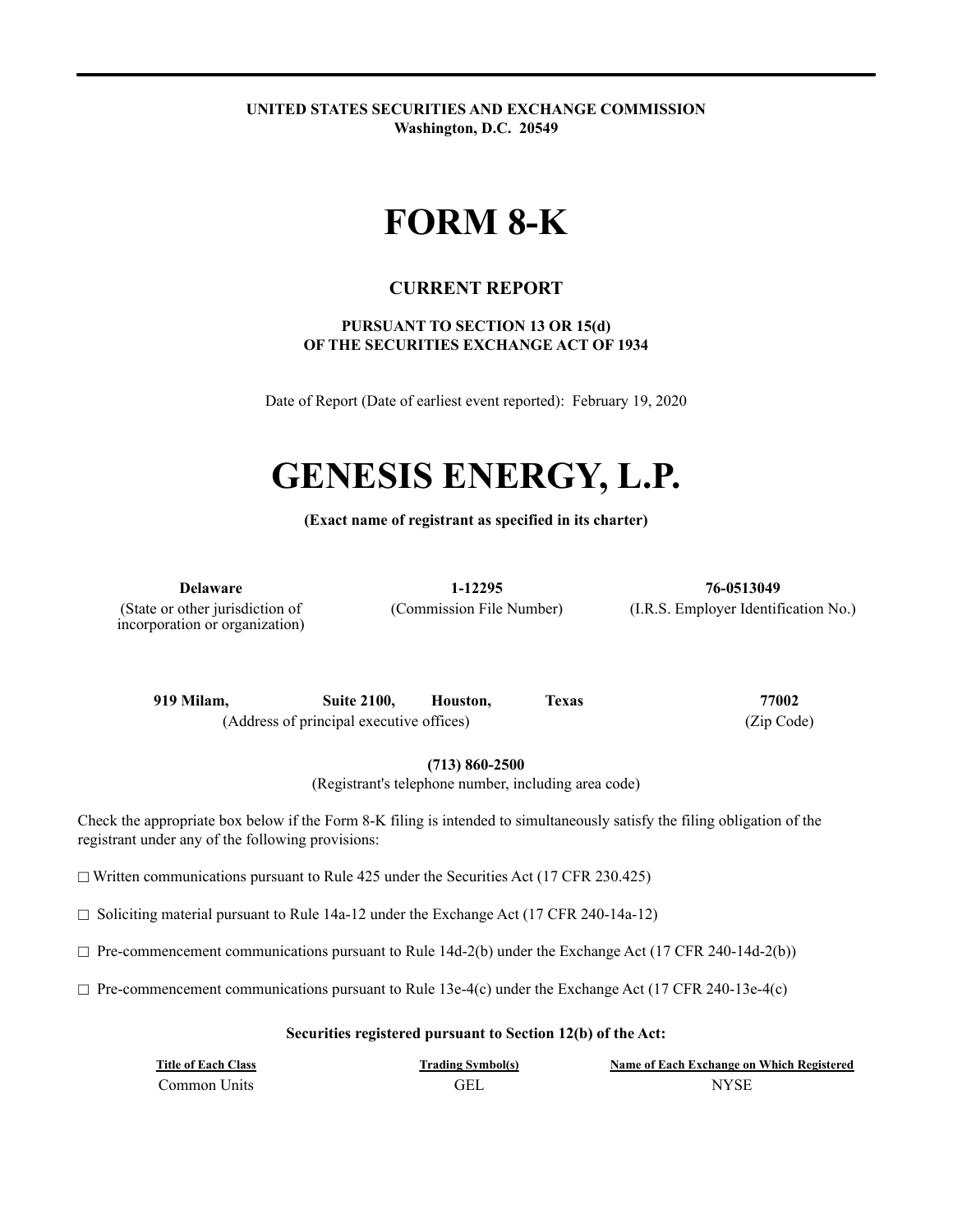**UNITED STATES SECURITIES AND EXCHANGE COMMISSION**
**Washington, D.C. 20549**

# FORM 8-K

## CURRENT REPORT

**PURSUANT TO SECTION 13 OR 15(d)**
**OF THE SECURITIES EXCHANGE ACT OF 1934**

Date of Report (Date of earliest event reported): February 19, 2020

# GENESIS ENERGY, L.P.

**(Exact name of registrant as specified in its charter)**

| **Delaware** | **1-12295** | **76-0513049** |
|---|---|---|
| (State or other jurisdiction of incorporation or organization) | (Commission File Number) | (I.R.S. Employer Identification No.) |

| **919 Milam,** | **Suite 2100,** | **Houston,** | **Texas** | **77002** |
|---|---|---|---|---|
| (Address of principal executive offices) | | | | (Zip Code) |

**(713) 860-2500**
(Registrant's telephone number, including area code)

Check the appropriate box below if the Form 8-K filing is intended to simultaneously satisfy the filing obligation of the registrant under any of the following provisions:

☐ Written communications pursuant to Rule 425 under the Securities Act (17 CFR 230.425)

☐ Soliciting material pursuant to Rule 14a-12 under the Exchange Act (17 CFR 240-14a-12)

☐ Pre-commencement communications pursuant to Rule 14d-2(b) under the Exchange Act (17 CFR 240-14d-2(b))

☐ Pre-commencement communications pursuant to Rule 13e-4(c) under the Exchange Act (17 CFR 240-13e-4(c)

**Securities registered pursuant to Section 12(b) of the Act:**

| Title of Each Class | Trading Symbol(s) | Name of Each Exchange on Which Registered |
|---|---|---|
| Common Units | GEL | NYSE |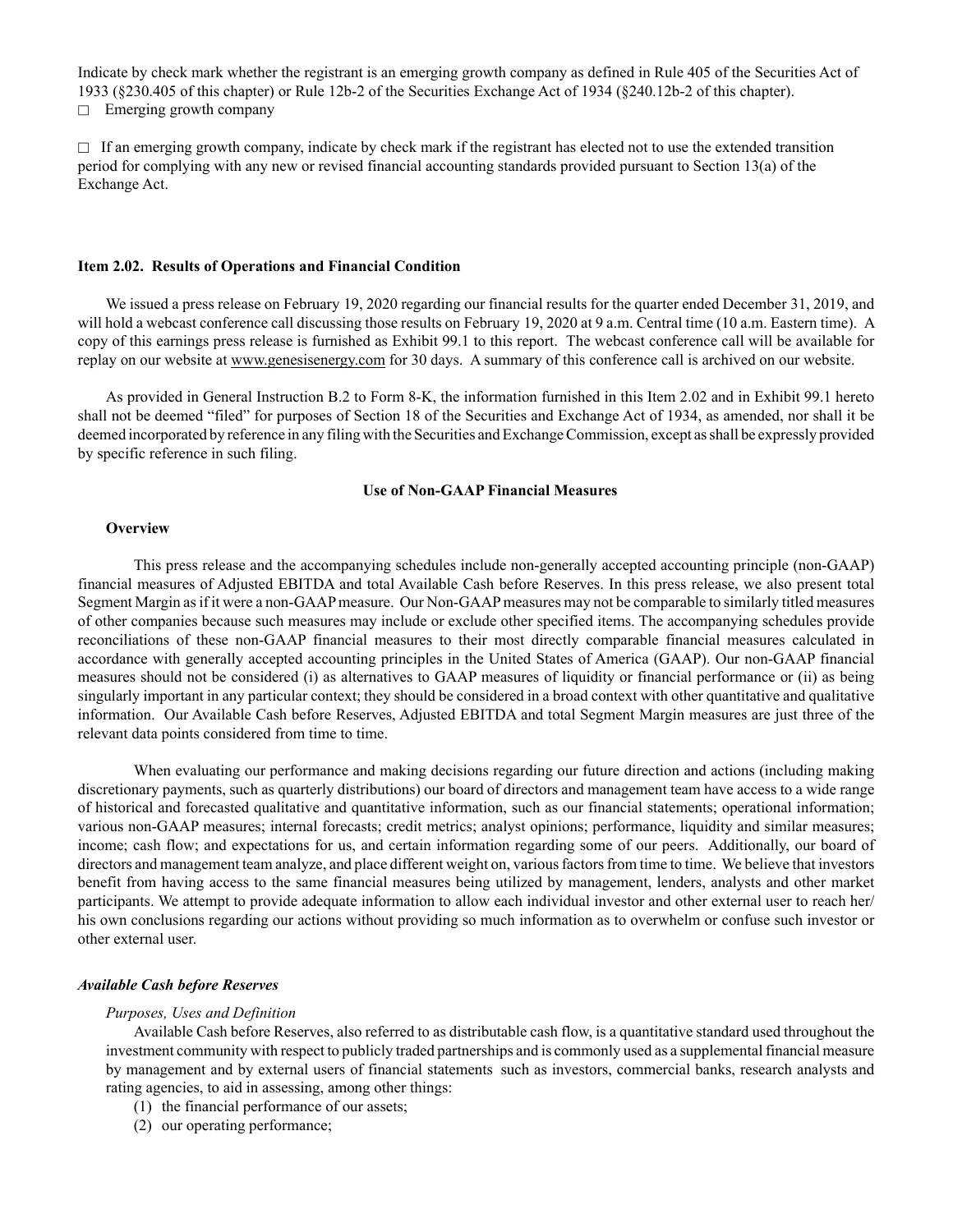Indicate by check mark whether the registrant is an emerging growth company as defined in Rule 405 of the Securities Act of 1933 (§230.405 of this chapter) or Rule 12b-2 of the Securities Exchange Act of 1934 (§240.12b-2 of this chapter).

☐ Emerging growth company

☐ If an emerging growth company, indicate by check mark if the registrant has elected not to use the extended transition period for complying with any new or revised financial accounting standards provided pursuant to Section 13(a) of the Exchange Act.

**Item 2.02. Results of Operations and Financial Condition**

We issued a press release on February 19, 2020 regarding our financial results for the quarter ended December 31, 2019, and will hold a webcast conference call discussing those results on February 19, 2020 at 9 a.m. Central time (10 a.m. Eastern time). A copy of this earnings press release is furnished as Exhibit 99.1 to this report. The webcast conference call will be available for replay on our website at www.genesisenergy.com for 30 days. A summary of this conference call is archived on our website.

As provided in General Instruction B.2 to Form 8-K, the information furnished in this Item 2.02 and in Exhibit 99.1 hereto shall not be deemed "filed" for purposes of Section 18 of the Securities and Exchange Act of 1934, as amended, nor shall it be deemed incorporated by reference in any filing with the Securities and Exchange Commission, except as shall be expressly provided by specific reference in such filing.

**Use of Non-GAAP Financial Measures**

**Overview**

This press release and the accompanying schedules include non-generally accepted accounting principle (non-GAAP) financial measures of Adjusted EBITDA and total Available Cash before Reserves. In this press release, we also present total Segment Margin as if it were a non-GAAP measure. Our Non-GAAP measures may not be comparable to similarly titled measures of other companies because such measures may include or exclude other specified items. The accompanying schedules provide reconciliations of these non-GAAP financial measures to their most directly comparable financial measures calculated in accordance with generally accepted accounting principles in the United States of America (GAAP). Our non-GAAP financial measures should not be considered (i) as alternatives to GAAP measures of liquidity or financial performance or (ii) as being singularly important in any particular context; they should be considered in a broad context with other quantitative and qualitative information. Our Available Cash before Reserves, Adjusted EBITDA and total Segment Margin measures are just three of the relevant data points considered from time to time.

When evaluating our performance and making decisions regarding our future direction and actions (including making discretionary payments, such as quarterly distributions) our board of directors and management team have access to a wide range of historical and forecasted qualitative and quantitative information, such as our financial statements; operational information; various non-GAAP measures; internal forecasts; credit metrics; analyst opinions; performance, liquidity and similar measures; income; cash flow; and expectations for us, and certain information regarding some of our peers. Additionally, our board of directors and management team analyze, and place different weight on, various factors from time to time. We believe that investors benefit from having access to the same financial measures being utilized by management, lenders, analysts and other market participants. We attempt to provide adequate information to allow each individual investor and other external user to reach her/his own conclusions regarding our actions without providing so much information as to overwhelm or confuse such investor or other external user.

***Available Cash before Reserves***

*Purposes, Uses and Definition*

Available Cash before Reserves, also referred to as distributable cash flow, is a quantitative standard used throughout the investment community with respect to publicly traded partnerships and is commonly used as a supplemental financial measure by management and by external users of financial statements such as investors, commercial banks, research analysts and rating agencies, to aid in assessing, among other things:

(1) the financial performance of our assets;

(2) our operating performance;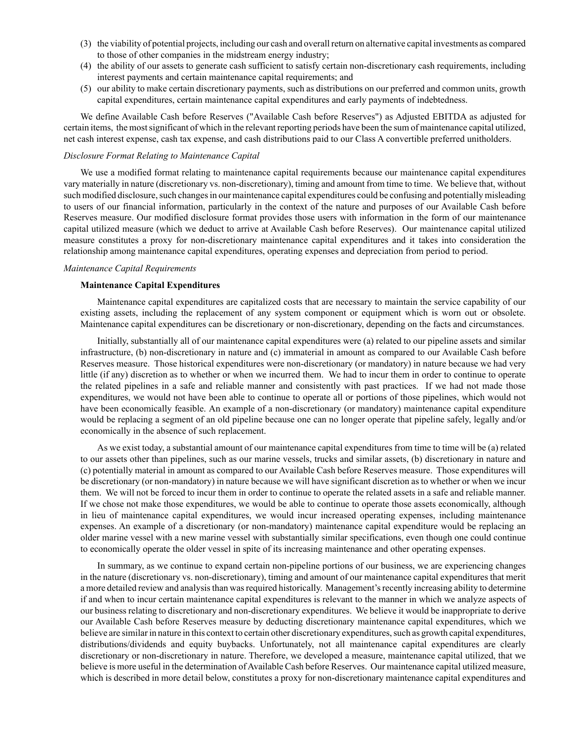(3) the viability of potential projects, including our cash and overall return on alternative capital investments as compared to those of other companies in the midstream energy industry;
(4) the ability of our assets to generate cash sufficient to satisfy certain non-discretionary cash requirements, including interest payments and certain maintenance capital requirements; and
(5) our ability to make certain discretionary payments, such as distributions on our preferred and common units, growth capital expenditures, certain maintenance capital expenditures and early payments of indebtedness.

We define Available Cash before Reserves ("Available Cash before Reserves") as Adjusted EBITDA as adjusted for certain items, the most significant of which in the relevant reporting periods have been the sum of maintenance capital utilized, net cash interest expense, cash tax expense, and cash distributions paid to our Class A convertible preferred unitholders.

*Disclosure Format Relating to Maintenance Capital*

We use a modified format relating to maintenance capital requirements because our maintenance capital expenditures vary materially in nature (discretionary vs. non-discretionary), timing and amount from time to time. We believe that, without such modified disclosure, such changes in our maintenance capital expenditures could be confusing and potentially misleading to users of our financial information, particularly in the context of the nature and purposes of our Available Cash before Reserves measure. Our modified disclosure format provides those users with information in the form of our maintenance capital utilized measure (which we deduct to arrive at Available Cash before Reserves). Our maintenance capital utilized measure constitutes a proxy for non-discretionary maintenance capital expenditures and it takes into consideration the relationship among maintenance capital expenditures, operating expenses and depreciation from period to period.

*Maintenance Capital Requirements*

**Maintenance Capital Expenditures**

Maintenance capital expenditures are capitalized costs that are necessary to maintain the service capability of our existing assets, including the replacement of any system component or equipment which is worn out or obsolete. Maintenance capital expenditures can be discretionary or non-discretionary, depending on the facts and circumstances.

Initially, substantially all of our maintenance capital expenditures were (a) related to our pipeline assets and similar infrastructure, (b) non-discretionary in nature and (c) immaterial in amount as compared to our Available Cash before Reserves measure. Those historical expenditures were non-discretionary (or mandatory) in nature because we had very little (if any) discretion as to whether or when we incurred them. We had to incur them in order to continue to operate the related pipelines in a safe and reliable manner and consistently with past practices. If we had not made those expenditures, we would not have been able to continue to operate all or portions of those pipelines, which would not have been economically feasible. An example of a non-discretionary (or mandatory) maintenance capital expenditure would be replacing a segment of an old pipeline because one can no longer operate that pipeline safely, legally and/or economically in the absence of such replacement.

As we exist today, a substantial amount of our maintenance capital expenditures from time to time will be (a) related to our assets other than pipelines, such as our marine vessels, trucks and similar assets, (b) discretionary in nature and (c) potentially material in amount as compared to our Available Cash before Reserves measure. Those expenditures will be discretionary (or non-mandatory) in nature because we will have significant discretion as to whether or when we incur them. We will not be forced to incur them in order to continue to operate the related assets in a safe and reliable manner. If we chose not make those expenditures, we would be able to continue to operate those assets economically, although in lieu of maintenance capital expenditures, we would incur increased operating expenses, including maintenance expenses. An example of a discretionary (or non-mandatory) maintenance capital expenditure would be replacing an older marine vessel with a new marine vessel with substantially similar specifications, even though one could continue to economically operate the older vessel in spite of its increasing maintenance and other operating expenses.

In summary, as we continue to expand certain non-pipeline portions of our business, we are experiencing changes in the nature (discretionary vs. non-discretionary), timing and amount of our maintenance capital expenditures that merit a more detailed review and analysis than was required historically. Management's recently increasing ability to determine if and when to incur certain maintenance capital expenditures is relevant to the manner in which we analyze aspects of our business relating to discretionary and non-discretionary expenditures. We believe it would be inappropriate to derive our Available Cash before Reserves measure by deducting discretionary maintenance capital expenditures, which we believe are similar in nature in this context to certain other discretionary expenditures, such as growth capital expenditures, distributions/dividends and equity buybacks. Unfortunately, not all maintenance capital expenditures are clearly discretionary or non-discretionary in nature. Therefore, we developed a measure, maintenance capital utilized, that we believe is more useful in the determination of Available Cash before Reserves. Our maintenance capital utilized measure, which is described in more detail below, constitutes a proxy for non-discretionary maintenance capital expenditures and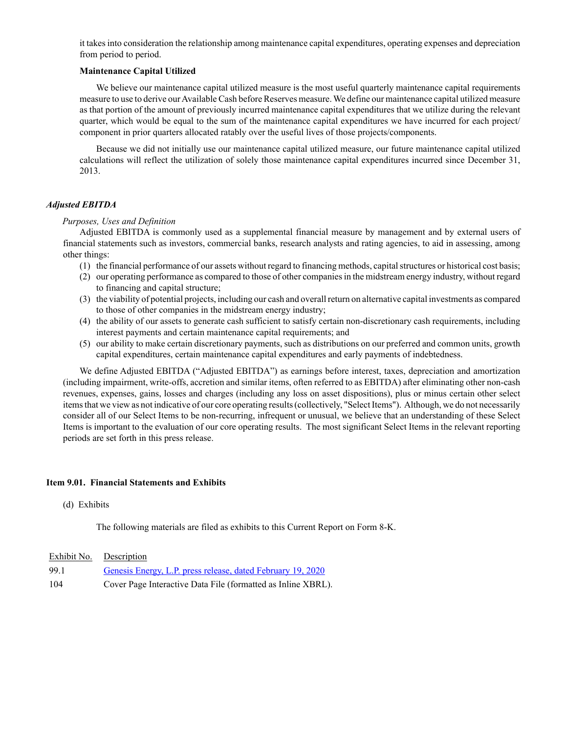it takes into consideration the relationship among maintenance capital expenditures, operating expenses and depreciation from period to period.

**Maintenance Capital Utilized**

We believe our maintenance capital utilized measure is the most useful quarterly maintenance capital requirements measure to use to derive our Available Cash before Reserves measure. We define our maintenance capital utilized measure as that portion of the amount of previously incurred maintenance capital expenditures that we utilize during the relevant quarter, which would be equal to the sum of the maintenance capital expenditures we have incurred for each project/ component in prior quarters allocated ratably over the useful lives of those projects/components.

Because we did not initially use our maintenance capital utilized measure, our future maintenance capital utilized calculations will reflect the utilization of solely those maintenance capital expenditures incurred since December 31, 2013.

***Adjusted EBITDA***

*Purposes, Uses and Definition*

Adjusted EBITDA is commonly used as a supplemental financial measure by management and by external users of financial statements such as investors, commercial banks, research analysts and rating agencies, to aid in assessing, among other things:

(1) the financial performance of our assets without regard to financing methods, capital structures or historical cost basis;
(2) our operating performance as compared to those of other companies in the midstream energy industry, without regard to financing and capital structure;
(3) the viability of potential projects, including our cash and overall return on alternative capital investments as compared to those of other companies in the midstream energy industry;
(4) the ability of our assets to generate cash sufficient to satisfy certain non-discretionary cash requirements, including interest payments and certain maintenance capital requirements; and
(5) our ability to make certain discretionary payments, such as distributions on our preferred and common units, growth capital expenditures, certain maintenance capital expenditures and early payments of indebtedness.

We define Adjusted EBITDA ("Adjusted EBITDA") as earnings before interest, taxes, depreciation and amortization (including impairment, write-offs, accretion and similar items, often referred to as EBITDA) after eliminating other non-cash revenues, expenses, gains, losses and charges (including any loss on asset dispositions), plus or minus certain other select items that we view as not indicative of our core operating results (collectively, "Select Items"). Although, we do not necessarily consider all of our Select Items to be non-recurring, infrequent or unusual, we believe that an understanding of these Select Items is important to the evaluation of our core operating results. The most significant Select Items in the relevant reporting periods are set forth in this press release.

**Item 9.01. Financial Statements and Exhibits**

(d) Exhibits

The following materials are filed as exhibits to this Current Report on Form 8-K.

| Exhibit No. | Description |
|---|---|
| 99.1 | Genesis Energy, L.P. press release, dated February 19, 2020 |
| 104 | Cover Page Interactive Data File (formatted as Inline XBRL). |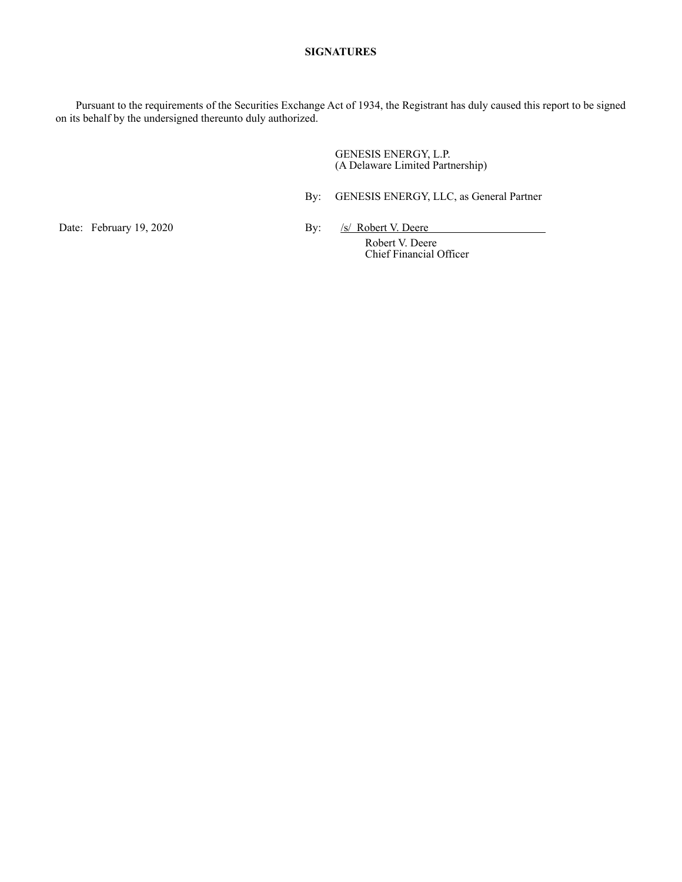## SIGNATURES

Pursuant to the requirements of the Securities Exchange Act of 1934, the Registrant has duly caused this report to be signed on its behalf by the undersigned thereunto duly authorized.

GENESIS ENERGY, L.P.
(A Delaware Limited Partnership)

By: GENESIS ENERGY, LLC, as General Partner

Date: February 19, 2020

By: /s/ Robert V. Deere

Robert V. Deere
Chief Financial Officer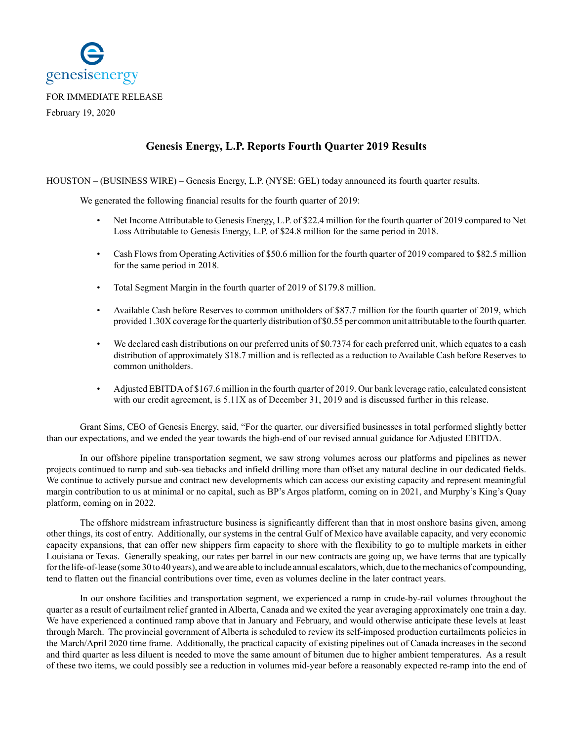genesisenergy

FOR IMMEDIATE RELEASE

February 19, 2020

# Genesis Energy, L.P. Reports Fourth Quarter 2019 Results

HOUSTON – (BUSINESS WIRE) – Genesis Energy, L.P. (NYSE: GEL) today announced its fourth quarter results.

We generated the following financial results for the fourth quarter of 2019:

- Net Income Attributable to Genesis Energy, L.P. of $22.4 million for the fourth quarter of 2019 compared to Net Loss Attributable to Genesis Energy, L.P. of $24.8 million for the same period in 2018.
- Cash Flows from Operating Activities of $50.6 million for the fourth quarter of 2019 compared to $82.5 million for the same period in 2018.
- Total Segment Margin in the fourth quarter of 2019 of $179.8 million.
- Available Cash before Reserves to common unitholders of $87.7 million for the fourth quarter of 2019, which provided 1.30X coverage for the quarterly distribution of $0.55 per common unit attributable to the fourth quarter.
- We declared cash distributions on our preferred units of $0.7374 for each preferred unit, which equates to a cash distribution of approximately $18.7 million and is reflected as a reduction to Available Cash before Reserves to common unitholders.
- Adjusted EBITDA of $167.6 million in the fourth quarter of 2019. Our bank leverage ratio, calculated consistent with our credit agreement, is 5.11X as of December 31, 2019 and is discussed further in this release.

Grant Sims, CEO of Genesis Energy, said, "For the quarter, our diversified businesses in total performed slightly better than our expectations, and we ended the year towards the high-end of our revised annual guidance for Adjusted EBITDA.

In our offshore pipeline transportation segment, we saw strong volumes across our platforms and pipelines as newer projects continued to ramp and sub-sea tiebacks and infield drilling more than offset any natural decline in our dedicated fields. We continue to actively pursue and contract new developments which can access our existing capacity and represent meaningful margin contribution to us at minimal or no capital, such as BP's Argos platform, coming on in 2021, and Murphy's King's Quay platform, coming on in 2022.

The offshore midstream infrastructure business is significantly different than that in most onshore basins given, among other things, its cost of entry. Additionally, our systems in the central Gulf of Mexico have available capacity, and very economic capacity expansions, that can offer new shippers firm capacity to shore with the flexibility to go to multiple markets in either Louisiana or Texas. Generally speaking, our rates per barrel in our new contracts are going up, we have terms that are typically for the life-of-lease (some 30 to 40 years), and we are able to include annual escalators, which, due to the mechanics of compounding, tend to flatten out the financial contributions over time, even as volumes decline in the later contract years.

In our onshore facilities and transportation segment, we experienced a ramp in crude-by-rail volumes throughout the quarter as a result of curtailment relief granted in Alberta, Canada and we exited the year averaging approximately one train a day. We have experienced a continued ramp above that in January and February, and would otherwise anticipate these levels at least through March. The provincial government of Alberta is scheduled to review its self-imposed production curtailments policies in the March/April 2020 time frame. Additionally, the practical capacity of existing pipelines out of Canada increases in the second and third quarter as less diluent is needed to move the same amount of bitumen due to higher ambient temperatures. As a result of these two items, we could possibly see a reduction in volumes mid-year before a reasonably expected re-ramp into the end of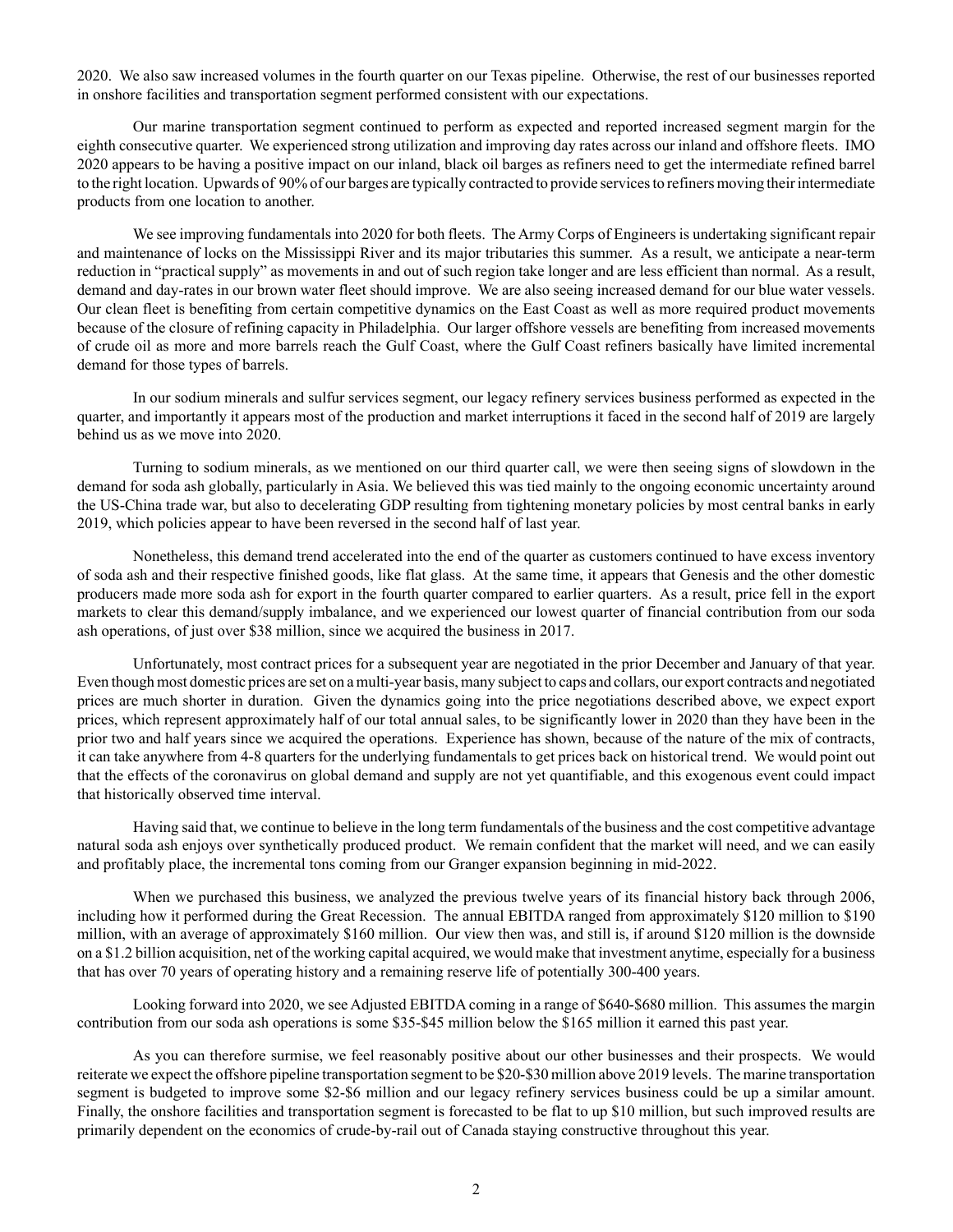2020. We also saw increased volumes in the fourth quarter on our Texas pipeline. Otherwise, the rest of our businesses reported in onshore facilities and transportation segment performed consistent with our expectations.

Our marine transportation segment continued to perform as expected and reported increased segment margin for the eighth consecutive quarter. We experienced strong utilization and improving day rates across our inland and offshore fleets. IMO 2020 appears to be having a positive impact on our inland, black oil barges as refiners need to get the intermediate refined barrel to the right location. Upwards of 90% of our barges are typically contracted to provide services to refiners moving their intermediate products from one location to another.

We see improving fundamentals into 2020 for both fleets. The Army Corps of Engineers is undertaking significant repair and maintenance of locks on the Mississippi River and its major tributaries this summer. As a result, we anticipate a near-term reduction in "practical supply" as movements in and out of such region take longer and are less efficient than normal. As a result, demand and day-rates in our brown water fleet should improve. We are also seeing increased demand for our blue water vessels. Our clean fleet is benefiting from certain competitive dynamics on the East Coast as well as more required product movements because of the closure of refining capacity in Philadelphia. Our larger offshore vessels are benefiting from increased movements of crude oil as more and more barrels reach the Gulf Coast, where the Gulf Coast refiners basically have limited incremental demand for those types of barrels.

In our sodium minerals and sulfur services segment, our legacy refinery services business performed as expected in the quarter, and importantly it appears most of the production and market interruptions it faced in the second half of 2019 are largely behind us as we move into 2020.

Turning to sodium minerals, as we mentioned on our third quarter call, we were then seeing signs of slowdown in the demand for soda ash globally, particularly in Asia. We believed this was tied mainly to the ongoing economic uncertainty around the US-China trade war, but also to decelerating GDP resulting from tightening monetary policies by most central banks in early 2019, which policies appear to have been reversed in the second half of last year.

Nonetheless, this demand trend accelerated into the end of the quarter as customers continued to have excess inventory of soda ash and their respective finished goods, like flat glass. At the same time, it appears that Genesis and the other domestic producers made more soda ash for export in the fourth quarter compared to earlier quarters. As a result, price fell in the export markets to clear this demand/supply imbalance, and we experienced our lowest quarter of financial contribution from our soda ash operations, of just over $38 million, since we acquired the business in 2017.

Unfortunately, most contract prices for a subsequent year are negotiated in the prior December and January of that year. Even though most domestic prices are set on a multi-year basis, many subject to caps and collars, our export contracts and negotiated prices are much shorter in duration. Given the dynamics going into the price negotiations described above, we expect export prices, which represent approximately half of our total annual sales, to be significantly lower in 2020 than they have been in the prior two and half years since we acquired the operations. Experience has shown, because of the nature of the mix of contracts, it can take anywhere from 4-8 quarters for the underlying fundamentals to get prices back on historical trend. We would point out that the effects of the coronavirus on global demand and supply are not yet quantifiable, and this exogenous event could impact that historically observed time interval.

Having said that, we continue to believe in the long term fundamentals of the business and the cost competitive advantage natural soda ash enjoys over synthetically produced product. We remain confident that the market will need, and we can easily and profitably place, the incremental tons coming from our Granger expansion beginning in mid-2022.

When we purchased this business, we analyzed the previous twelve years of its financial history back through 2006, including how it performed during the Great Recession. The annual EBITDA ranged from approximately $120 million to $190 million, with an average of approximately $160 million. Our view then was, and still is, if around $120 million is the downside on a $1.2 billion acquisition, net of the working capital acquired, we would make that investment anytime, especially for a business that has over 70 years of operating history and a remaining reserve life of potentially 300-400 years.

Looking forward into 2020, we see Adjusted EBITDA coming in a range of $640-$680 million. This assumes the margin contribution from our soda ash operations is some $35-$45 million below the $165 million it earned this past year.

As you can therefore surmise, we feel reasonably positive about our other businesses and their prospects. We would reiterate we expect the offshore pipeline transportation segment to be $20-$30 million above 2019 levels. The marine transportation segment is budgeted to improve some $2-$6 million and our legacy refinery services business could be up a similar amount. Finally, the onshore facilities and transportation segment is forecasted to be flat to up $10 million, but such improved results are primarily dependent on the economics of crude-by-rail out of Canada staying constructive throughout this year.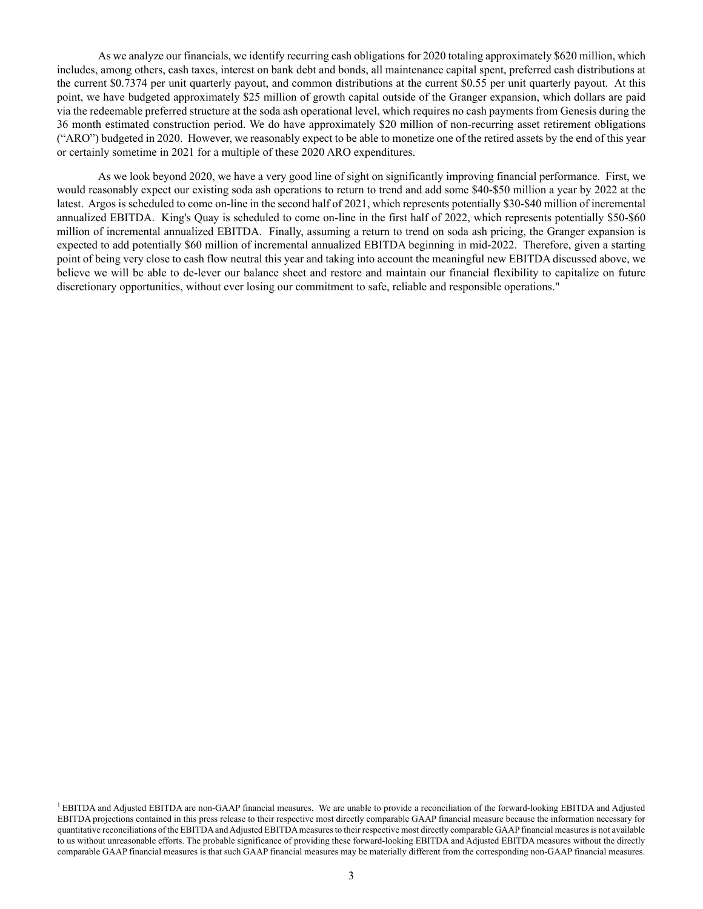As we analyze our financials, we identify recurring cash obligations for 2020 totaling approximately $620 million, which includes, among others, cash taxes, interest on bank debt and bonds, all maintenance capital spent, preferred cash distributions at the current $0.7374 per unit quarterly payout, and common distributions at the current $0.55 per unit quarterly payout. At this point, we have budgeted approximately $25 million of growth capital outside of the Granger expansion, which dollars are paid via the redeemable preferred structure at the soda ash operational level, which requires no cash payments from Genesis during the 36 month estimated construction period. We do have approximately $20 million of non-recurring asset retirement obligations ("ARO") budgeted in 2020. However, we reasonably expect to be able to monetize one of the retired assets by the end of this year or certainly sometime in 2021 for a multiple of these 2020 ARO expenditures.

As we look beyond 2020, we have a very good line of sight on significantly improving financial performance. First, we would reasonably expect our existing soda ash operations to return to trend and add some $40-$50 million a year by 2022 at the latest. Argos is scheduled to come on-line in the second half of 2021, which represents potentially $30-$40 million of incremental annualized EBITDA. King's Quay is scheduled to come on-line in the first half of 2022, which represents potentially $50-$60 million of incremental annualized EBITDA. Finally, assuming a return to trend on soda ash pricing, the Granger expansion is expected to add potentially $60 million of incremental annualized EBITDA beginning in mid-2022. Therefore, given a starting point of being very close to cash flow neutral this year and taking into account the meaningful new EBITDA discussed above, we believe we will be able to de-lever our balance sheet and restore and maintain our financial flexibility to capitalize on future discretionary opportunities, without ever losing our commitment to safe, reliable and responsible operations."

[1] EBITDA and Adjusted EBITDA are non-GAAP financial measures. We are unable to provide a reconciliation of the forward-looking EBITDA and Adjusted EBITDA projections contained in this press release to their respective most directly comparable GAAP financial measure because the information necessary for quantitative reconciliations of the EBITDA and Adjusted EBITDA measures to their respective most directly comparable GAAP financial measures is not available to us without unreasonable efforts. The probable significance of providing these forward-looking EBITDA and Adjusted EBITDA measures without the directly comparable GAAP financial measures is that such GAAP financial measures may be materially different from the corresponding non-GAAP financial measures.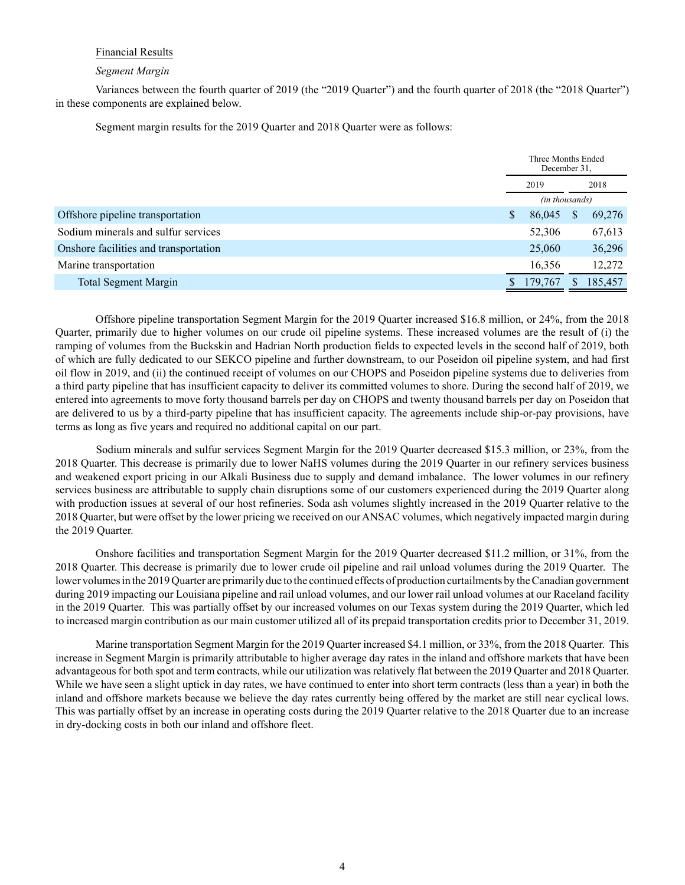Financial Results

*Segment Margin*

Variances between the fourth quarter of 2019 (the "2019 Quarter") and the fourth quarter of 2018 (the "2018 Quarter") in these components are explained below.

Segment margin results for the 2019 Quarter and 2018 Quarter were as follows:

| | Three Months Ended December 31, | |
|---|---|---|
| | 2019 | 2018 |
| | (in thousands) | |
| Offshore pipeline transportation | $ 86,045 | $ 69,276 |
| Sodium minerals and sulfur services | 52,306 | 67,613 |
| Onshore facilities and transportation | 25,060 | 36,296 |
| Marine transportation | 16,356 | 12,272 |
| Total Segment Margin | $ 179,767 | $ 185,457 |

Offshore pipeline transportation Segment Margin for the 2019 Quarter increased $16.8 million, or 24%, from the 2018 Quarter, primarily due to higher volumes on our crude oil pipeline systems. These increased volumes are the result of (i) the ramping of volumes from the Buckskin and Hadrian North production fields to expected levels in the second half of 2019, both of which are fully dedicated to our SEKCO pipeline and further downstream, to our Poseidon oil pipeline system, and had first oil flow in 2019, and (ii) the continued receipt of volumes on our CHOPS and Poseidon pipeline systems due to deliveries from a third party pipeline that has insufficient capacity to deliver its committed volumes to shore. During the second half of 2019, we entered into agreements to move forty thousand barrels per day on CHOPS and twenty thousand barrels per day on Poseidon that are delivered to us by a third-party pipeline that has insufficient capacity. The agreements include ship-or-pay provisions, have terms as long as five years and required no additional capital on our part.

Sodium minerals and sulfur services Segment Margin for the 2019 Quarter decreased $15.3 million, or 23%, from the 2018 Quarter. This decrease is primarily due to lower NaHS volumes during the 2019 Quarter in our refinery services business and weakened export pricing in our Alkali Business due to supply and demand imbalance. The lower volumes in our refinery services business are attributable to supply chain disruptions some of our customers experienced during the 2019 Quarter along with production issues at several of our host refineries. Soda ash volumes slightly increased in the 2019 Quarter relative to the 2018 Quarter, but were offset by the lower pricing we received on our ANSAC volumes, which negatively impacted margin during the 2019 Quarter.

Onshore facilities and transportation Segment Margin for the 2019 Quarter decreased $11.2 million, or 31%, from the 2018 Quarter. This decrease is primarily due to lower crude oil pipeline and rail unload volumes during the 2019 Quarter. The lower volumes in the 2019 Quarter are primarily due to the continued effects of production curtailments by the Canadian government during 2019 impacting our Louisiana pipeline and rail unload volumes, and our lower rail unload volumes at our Raceland facility in the 2019 Quarter. This was partially offset by our increased volumes on our Texas system during the 2019 Quarter, which led to increased margin contribution as our main customer utilized all of its prepaid transportation credits prior to December 31, 2019.

Marine transportation Segment Margin for the 2019 Quarter increased $4.1 million, or 33%, from the 2018 Quarter. This increase in Segment Margin is primarily attributable to higher average day rates in the inland and offshore markets that have been advantageous for both spot and term contracts, while our utilization was relatively flat between the 2019 Quarter and 2018 Quarter. While we have seen a slight uptick in day rates, we have continued to enter into short term contracts (less than a year) in both the inland and offshore markets because we believe the day rates currently being offered by the market are still near cyclical lows. This was partially offset by an increase in operating costs during the 2019 Quarter relative to the 2018 Quarter due to an increase in dry-docking costs in both our inland and offshore fleet.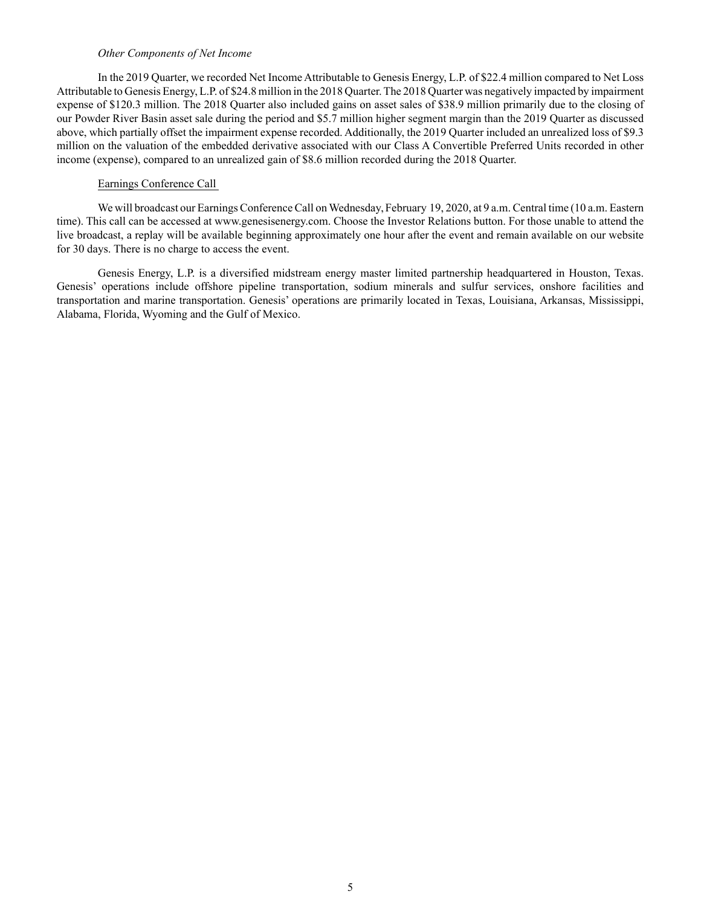*Other Components of Net Income*

In the 2019 Quarter, we recorded Net Income Attributable to Genesis Energy, L.P. of $22.4 million compared to Net Loss Attributable to Genesis Energy, L.P. of $24.8 million in the 2018 Quarter. The 2018 Quarter was negatively impacted by impairment expense of $120.3 million. The 2018 Quarter also included gains on asset sales of $38.9 million primarily due to the closing of our Powder River Basin asset sale during the period and $5.7 million higher segment margin than the 2019 Quarter as discussed above, which partially offset the impairment expense recorded. Additionally, the 2019 Quarter included an unrealized loss of $9.3 million on the valuation of the embedded derivative associated with our Class A Convertible Preferred Units recorded in other income (expense), compared to an unrealized gain of $8.6 million recorded during the 2018 Quarter.

Earnings Conference Call

We will broadcast our Earnings Conference Call on Wednesday, February 19, 2020, at 9 a.m. Central time (10 a.m. Eastern time). This call can be accessed at www.genesisenergy.com. Choose the Investor Relations button. For those unable to attend the live broadcast, a replay will be available beginning approximately one hour after the event and remain available on our website for 30 days. There is no charge to access the event.

Genesis Energy, L.P. is a diversified midstream energy master limited partnership headquartered in Houston, Texas. Genesis' operations include offshore pipeline transportation, sodium minerals and sulfur services, onshore facilities and transportation and marine transportation. Genesis' operations are primarily located in Texas, Louisiana, Arkansas, Mississippi, Alabama, Florida, Wyoming and the Gulf of Mexico.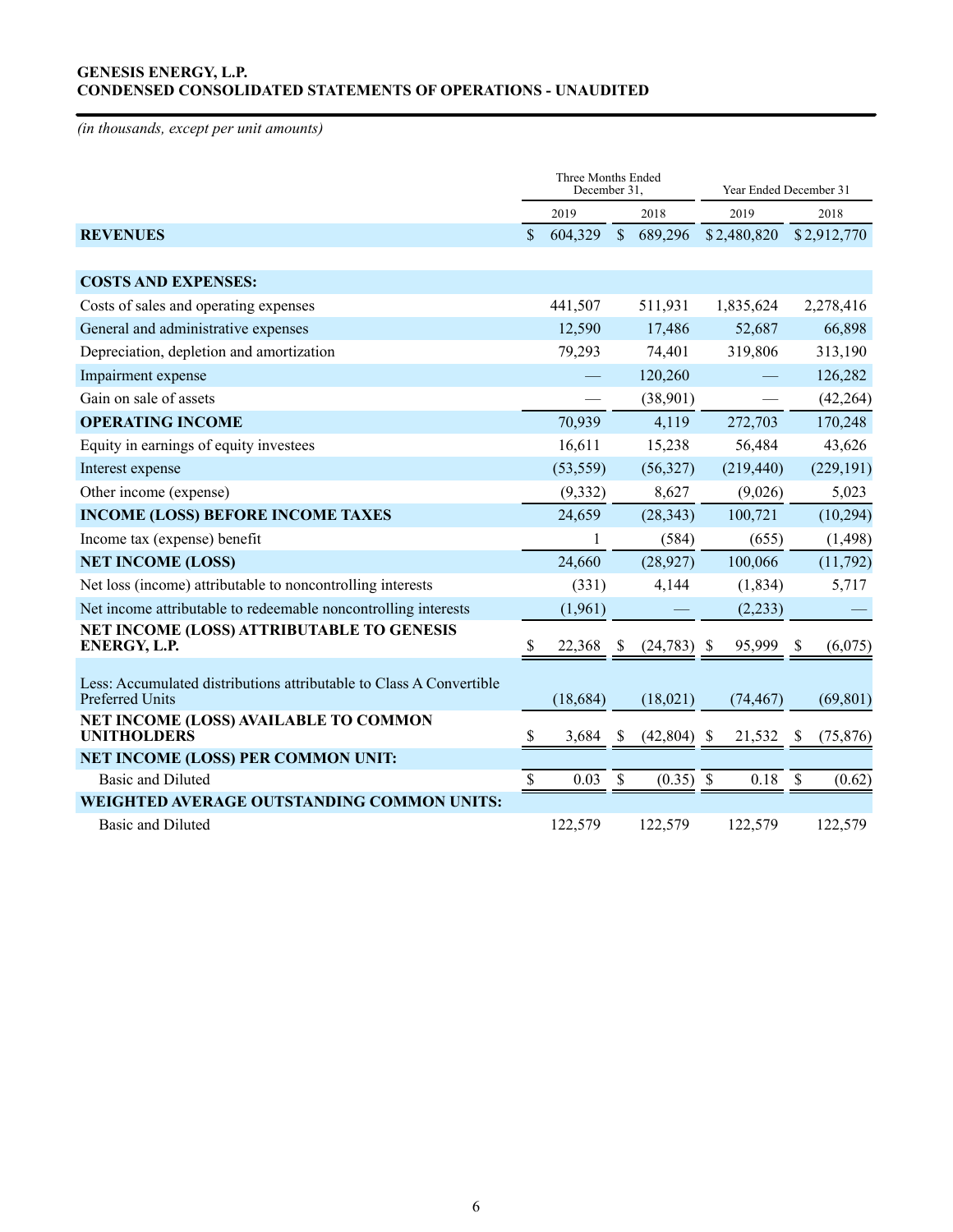**GENESIS ENERGY, L.P.**
**CONDENSED CONSOLIDATED STATEMENTS OF OPERATIONS - UNAUDITED**

*(in thousands, except per unit amounts)*

| | Three Months Ended December 31, | | Year Ended December 31 | |
|---|---|---|---|---|
| | 2019 | 2018 | 2019 | 2018 |
| **REVENUES** | $ 604,329 | $ 689,296 | $ 2,480,820 | $ 2,912,770 |
| **COSTS AND EXPENSES:** | | | | |
| Costs of sales and operating expenses | 441,507 | 511,931 | 1,835,624 | 2,278,416 |
| General and administrative expenses | 12,590 | 17,486 | 52,687 | 66,898 |
| Depreciation, depletion and amortization | 79,293 | 74,401 | 319,806 | 313,190 |
| Impairment expense | — | 120,260 | — | 126,282 |
| Gain on sale of assets | — | (38,901) | — | (42,264) |
| **OPERATING INCOME** | 70,939 | 4,119 | 272,703 | 170,248 |
| Equity in earnings of equity investees | 16,611 | 15,238 | 56,484 | 43,626 |
| Interest expense | (53,559) | (56,327) | (219,440) | (229,191) |
| Other income (expense) | (9,332) | 8,627 | (9,026) | 5,023 |
| **INCOME (LOSS) BEFORE INCOME TAXES** | 24,659 | (28,343) | 100,721 | (10,294) |
| Income tax (expense) benefit | 1 | (584) | (655) | (1,498) |
| **NET INCOME (LOSS)** | 24,660 | (28,927) | 100,066 | (11,792) |
| Net loss (income) attributable to noncontrolling interests | (331) | 4,144 | (1,834) | 5,717 |
| Net income attributable to redeemable noncontrolling interests | (1,961) | — | (2,233) | — |
| **NET INCOME (LOSS) ATTRIBUTABLE TO GENESIS ENERGY, L.P.** | $ 22,368 | $ (24,783) | $ 95,999 | $ (6,075) |
| Less: Accumulated distributions attributable to Class A Convertible Preferred Units | (18,684) | (18,021) | (74,467) | (69,801) |
| **NET INCOME (LOSS) AVAILABLE TO COMMON UNITHOLDERS** | $ 3,684 | $ (42,804) | $ 21,532 | $ (75,876) |
| **NET INCOME (LOSS) PER COMMON UNIT:** | | | | |
| Basic and Diluted | $ 0.03 | $ (0.35) | $ 0.18 | $ (0.62) |
| **WEIGHTED AVERAGE OUTSTANDING COMMON UNITS:** | | | | |
| Basic and Diluted | 122,579 | 122,579 | 122,579 | 122,579 |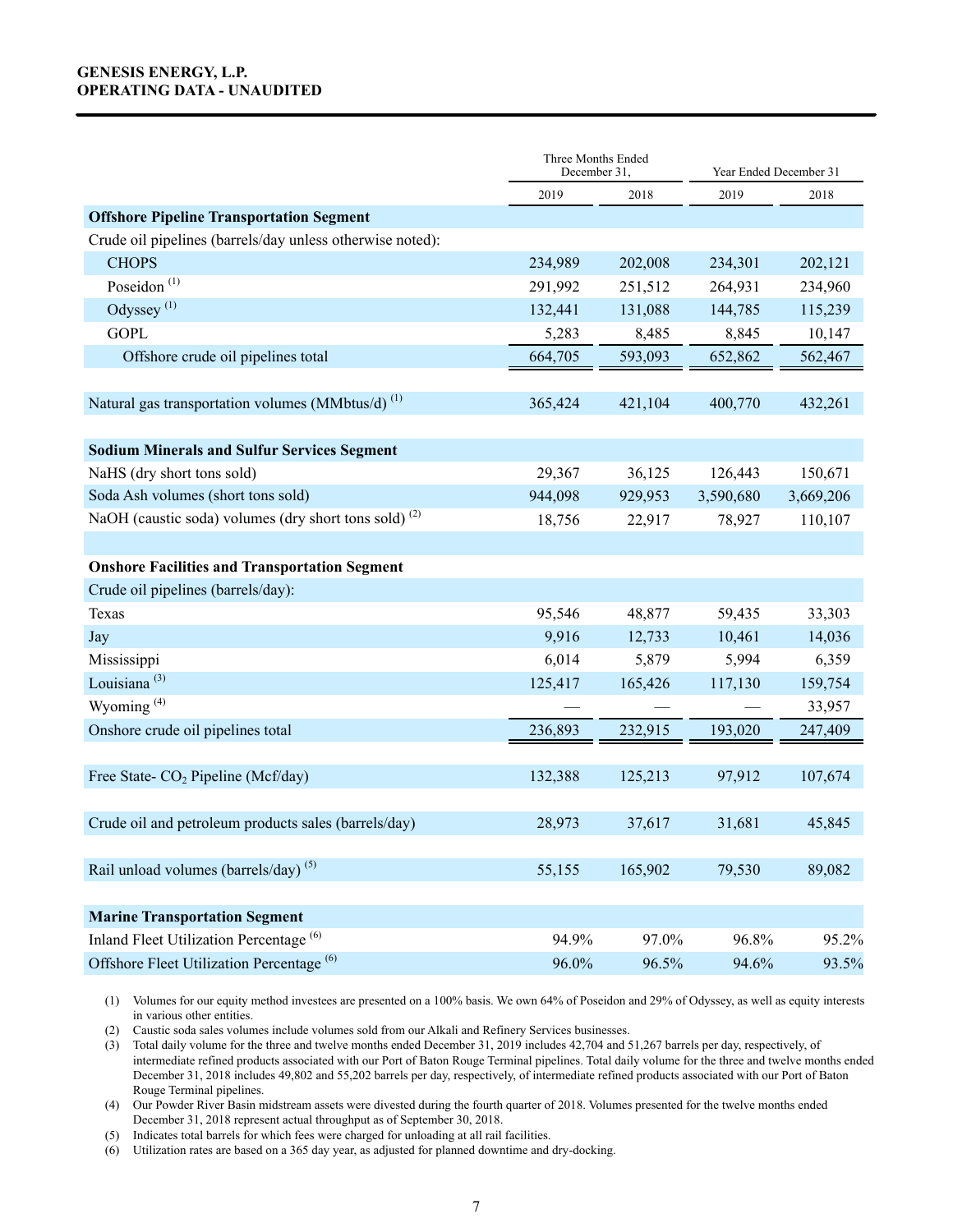**GENESIS ENERGY, L.P.**
**OPERATING DATA - UNAUDITED**

| | Three Months Ended December 31, | | Year Ended December 31 | |
|---|---|---|---|---|
| | 2019 | 2018 | 2019 | 2018 |
| **Offshore Pipeline Transportation Segment** | | | | |
| Crude oil pipelines (barrels/day unless otherwise noted): | | | | |
| CHOPS | 234,989 | 202,008 | 234,301 | 202,121 |
| Poseidon [(1)] | 291,992 | 251,512 | 264,931 | 234,960 |
| Odyssey [(1)] | 132,441 | 131,088 | 144,785 | 115,239 |
| GOPL | 5,283 | 8,485 | 8,845 | 10,147 |
| Offshore crude oil pipelines total | 664,705 | 593,093 | 652,862 | 562,467 |
| | | | | |
| Natural gas transportation volumes (MMbtus/d) [(1)] | 365,424 | 421,104 | 400,770 | 432,261 |
| | | | | |
| **Sodium Minerals and Sulfur Services Segment** | | | | |
| NaHS (dry short tons sold) | 29,367 | 36,125 | 126,443 | 150,671 |
| Soda Ash volumes (short tons sold) | 944,098 | 929,953 | 3,590,680 | 3,669,206 |
| NaOH (caustic soda) volumes (dry short tons sold) [(2)] | 18,756 | 22,917 | 78,927 | 110,107 |
| | | | | |
| **Onshore Facilities and Transportation Segment** | | | | |
| Crude oil pipelines (barrels/day): | | | | |
| Texas | 95,546 | 48,877 | 59,435 | 33,303 |
| Jay | 9,916 | 12,733 | 10,461 | 14,036 |
| Mississippi | 6,014 | 5,879 | 5,994 | 6,359 |
| Louisiana [(3)] | 125,417 | 165,426 | 117,130 | 159,754 |
| Wyoming [(4)] | — | — | — | 33,957 |
| Onshore crude oil pipelines total | 236,893 | 232,915 | 193,020 | 247,409 |
| | | | | |
| Free State- $CO_2$ Pipeline (Mcf/day) | 132,388 | 125,213 | 97,912 | 107,674 |
| | | | | |
| Crude oil and petroleum products sales (barrels/day) | 28,973 | 37,617 | 31,681 | 45,845 |
| | | | | |
| Rail unload volumes (barrels/day) [(5)] | 55,155 | 165,902 | 79,530 | 89,082 |
| | | | | |
| **Marine Transportation Segment** | | | | |
| Inland Fleet Utilization Percentage [(6)] | 94.9% | 97.0% | 96.8% | 95.2% |
| Offshore Fleet Utilization Percentage [(6)] | 96.0% | 96.5% | 94.6% | 93.5% |

(1) Volumes for our equity method investees are presented on a 100% basis. We own 64% of Poseidon and 29% of Odyssey, as well as equity interests in various other entities.
(2) Caustic soda sales volumes include volumes sold from our Alkali and Refinery Services businesses.
(3) Total daily volume for the three and twelve months ended December 31, 2019 includes 42,704 and 51,267 barrels per day, respectively, of intermediate refined products associated with our Port of Baton Rouge Terminal pipelines. Total daily volume for the three and twelve months ended December 31, 2018 includes 49,802 and 55,202 barrels per day, respectively, of intermediate refined products associated with our Port of Baton Rouge Terminal pipelines.
(4) Our Powder River Basin midstream assets were divested during the fourth quarter of 2018. Volumes presented for the twelve months ended December 31, 2018 represent actual throughput as of September 30, 2018.
(5) Indicates total barrels for which fees were charged for unloading at all rail facilities.
(6) Utilization rates are based on a 365 day year, as adjusted for planned downtime and dry-docking.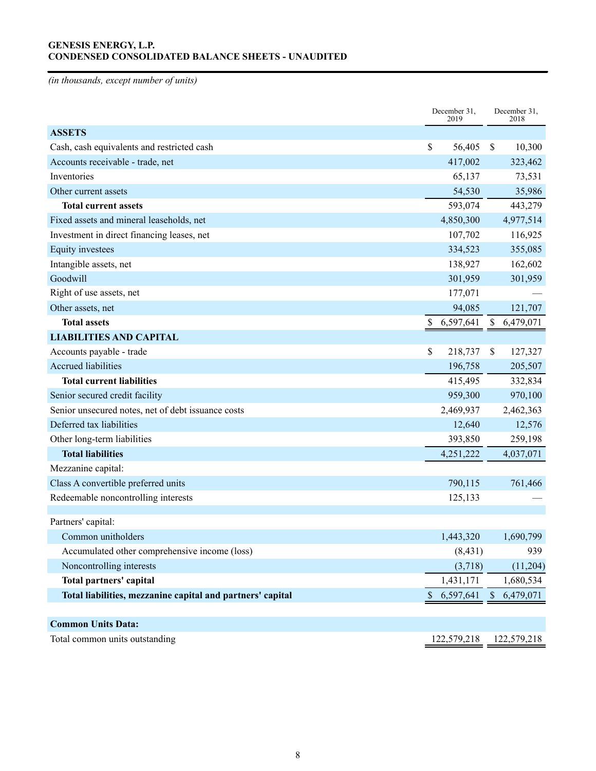**GENESIS ENERGY, L.P.**
**CONDENSED CONSOLIDATED BALANCE SHEETS - UNAUDITED**

*(in thousands, except number of units)*

| | December 31, 2019 | December 31, 2018 |
|---|---|---|
| **ASSETS** | | |
| Cash, cash equivalents and restricted cash | $ 56,405 | $ 10,300 |
| Accounts receivable - trade, net | 417,002 | 323,462 |
| Inventories | 65,137 | 73,531 |
| Other current assets | 54,530 | 35,986 |
| **Total current assets** | 593,074 | 443,279 |
| Fixed assets and mineral leaseholds, net | 4,850,300 | 4,977,514 |
| Investment in direct financing leases, net | 107,702 | 116,925 |
| Equity investees | 334,523 | 355,085 |
| Intangible assets, net | 138,927 | 162,602 |
| Goodwill | 301,959 | 301,959 |
| Right of use assets, net | 177,071 | — |
| Other assets, net | 94,085 | 121,707 |
| **Total assets** | $ 6,597,641 | $ 6,479,071 |
| **LIABILITIES AND CAPITAL** | | |
| Accounts payable - trade | $ 218,737 | $ 127,327 |
| Accrued liabilities | 196,758 | 205,507 |
| **Total current liabilities** | 415,495 | 332,834 |
| Senior secured credit facility | 959,300 | 970,100 |
| Senior unsecured notes, net of debt issuance costs | 2,469,937 | 2,462,363 |
| Deferred tax liabilities | 12,640 | 12,576 |
| Other long-term liabilities | 393,850 | 259,198 |
| **Total liabilities** | 4,251,222 | 4,037,071 |
| Mezzanine capital: | | |
| Class A convertible preferred units | 790,115 | 761,466 |
| Redeemable noncontrolling interests | 125,133 | — |
| | | |
| Partners' capital: | | |
| Common unitholders | 1,443,320 | 1,690,799 |
| Accumulated other comprehensive income (loss) | (8,431) | 939 |
| Noncontrolling interests | (3,718) | (11,204) |
| **Total partners' capital** | 1,431,171 | 1,680,534 |
| **Total liabilities, mezzanine capital and partners' capital** | $ 6,597,641 | $ 6,479,071 |
| | | |
| **Common Units Data:** | | |
| Total common units outstanding | 122,579,218 | 122,579,218 |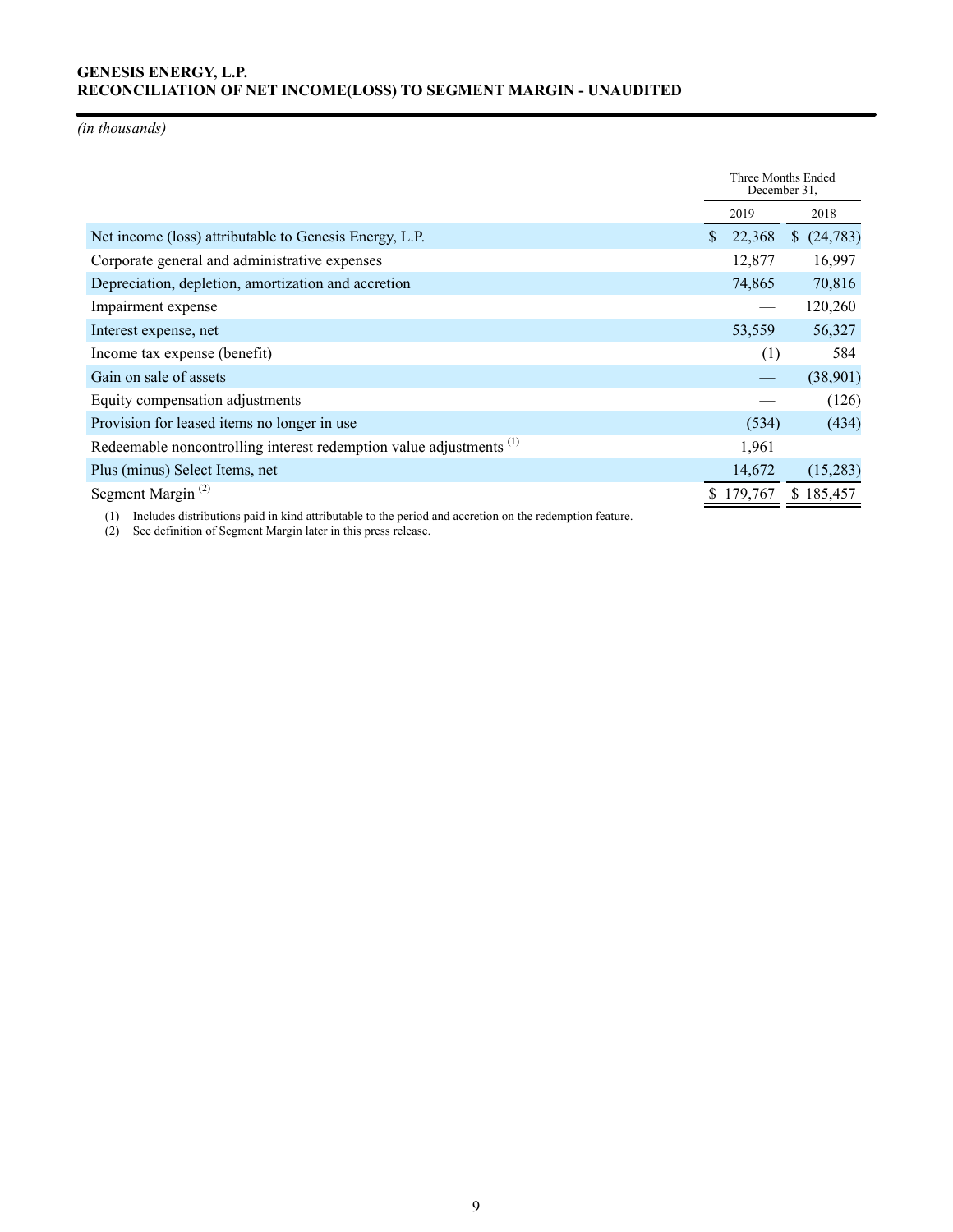**GENESIS ENERGY, L.P.**
**RECONCILIATION OF NET INCOME(LOSS) TO SEGMENT MARGIN - UNAUDITED**

*(in thousands)*

| | Three Months Ended December 31, | |
|---|---|---|
| | 2019 | 2018 |
| Net income (loss) attributable to Genesis Energy, L.P. | $ 22,368 | $ (24,783) |
| Corporate general and administrative expenses | 12,877 | 16,997 |
| Depreciation, depletion, amortization and accretion | 74,865 | 70,816 |
| Impairment expense | — | 120,260 |
| Interest expense, net | 53,559 | 56,327 |
| Income tax expense (benefit) | (1) | 584 |
| Gain on sale of assets | — | (38,901) |
| Equity compensation adjustments | — | (126) |
| Provision for leased items no longer in use | (534) | (434) |
| Redeemable noncontrolling interest redemption value adjustments [1] | 1,961 | — |
| Plus (minus) Select Items, net | 14,672 | (15,283) |
| Segment Margin [2] | $ 179,767 | $ 185,457 |

(1) Includes distributions paid in kind attributable to the period and accretion on the redemption feature.
(2) See definition of Segment Margin later in this press release.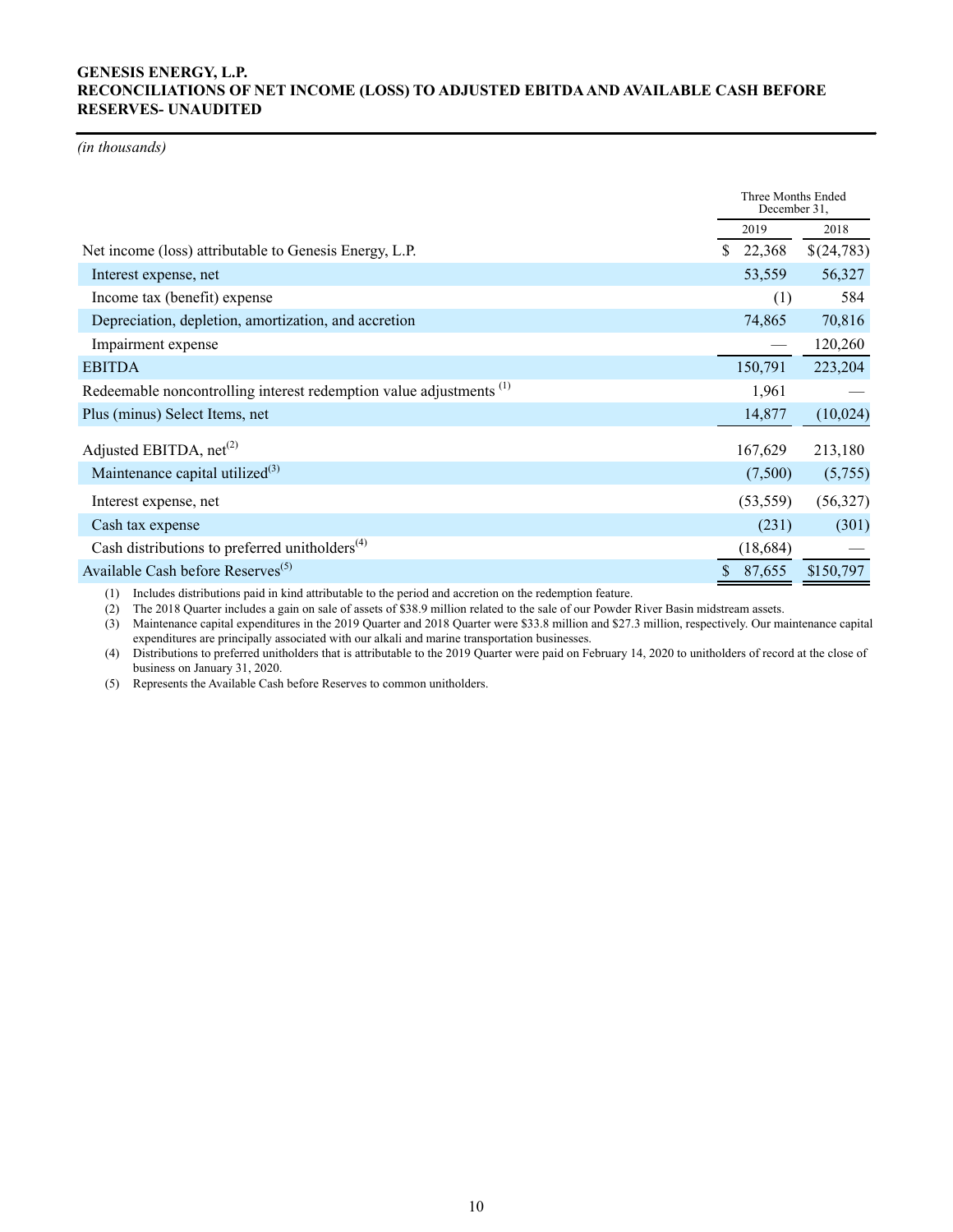**GENESIS ENERGY, L.P.**
**RECONCILIATIONS OF NET INCOME (LOSS) TO ADJUSTED EBITDA AND AVAILABLE CASH BEFORE RESERVES- UNAUDITED**

*(in thousands)*

| | Three Months Ended December 31, | |
|---|---|---|
| | 2019 | 2018 |
| Net income (loss) attributable to Genesis Energy, L.P. | $ 22,368 | $(24,783) |
| Interest expense, net | 53,559 | 56,327 |
| Income tax (benefit) expense | (1) | 584 |
| Depreciation, depletion, amortization, and accretion | 74,865 | 70,816 |
| Impairment expense | — | 120,260 |
| EBITDA | 150,791 | 223,204 |
| Redeemable noncontrolling interest redemption value adjustments [1] | 1,961 | — |
| Plus (minus) Select Items, net | 14,877 | (10,024) |
| Adjusted EBITDA, net[2] | 167,629 | 213,180 |
| Maintenance capital utilized[3] | (7,500) | (5,755) |
| Interest expense, net | (53,559) | (56,327) |
| Cash tax expense | (231) | (301) |
| Cash distributions to preferred unitholders[4] | (18,684) | — |
| Available Cash before Reserves[5] | $ 87,655 | $150,797 |

(1) Includes distributions paid in kind attributable to the period and accretion on the redemption feature.

(2) The 2018 Quarter includes a gain on sale of assets of $38.9 million related to the sale of our Powder River Basin midstream assets.

(3) Maintenance capital expenditures in the 2019 Quarter and 2018 Quarter were $33.8 million and $27.3 million, respectively. Our maintenance capital expenditures are principally associated with our alkali and marine transportation businesses.

(4) Distributions to preferred unitholders that is attributable to the 2019 Quarter were paid on February 14, 2020 to unitholders of record at the close of business on January 31, 2020.

(5) Represents the Available Cash before Reserves to common unitholders.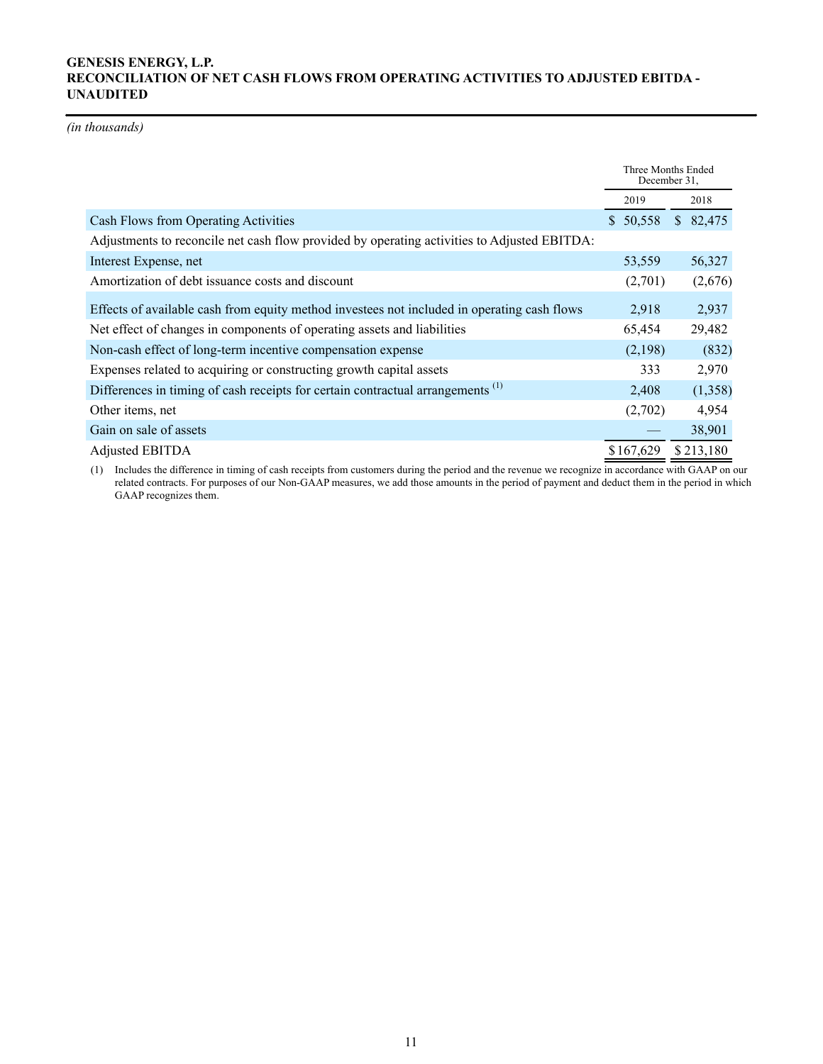**GENESIS ENERGY, L.P.**
**RECONCILIATION OF NET CASH FLOWS FROM OPERATING ACTIVITIES TO ADJUSTED EBITDA - UNAUDITED**

*(in thousands)*

| | Three Months Ended December 31, | |
|---|---|---|
| | 2019 | 2018 |
| Cash Flows from Operating Activities | $ 50,558 | $ 82,475 |
| Adjustments to reconcile net cash flow provided by operating activities to Adjusted EBITDA: | | |
| Interest Expense, net | 53,559 | 56,327 |
| Amortization of debt issuance costs and discount | (2,701) | (2,676) |
| Effects of available cash from equity method investees not included in operating cash flows | 2,918 | 2,937 |
| Net effect of changes in components of operating assets and liabilities | 65,454 | 29,482 |
| Non-cash effect of long-term incentive compensation expense | (2,198) | (832) |
| Expenses related to acquiring or constructing growth capital assets | 333 | 2,970 |
| Differences in timing of cash receipts for certain contractual arrangements [(1)] | 2,408 | (1,358) |
| Other items, net | (2,702) | 4,954 |
| Gain on sale of assets | — | 38,901 |
| Adjusted EBITDA | $ 167,629 | $ 213,180 |

(1) Includes the difference in timing of cash receipts from customers during the period and the revenue we recognize in accordance with GAAP on our related contracts. For purposes of our Non-GAAP measures, we add those amounts in the period of payment and deduct them in the period in which GAAP recognizes them.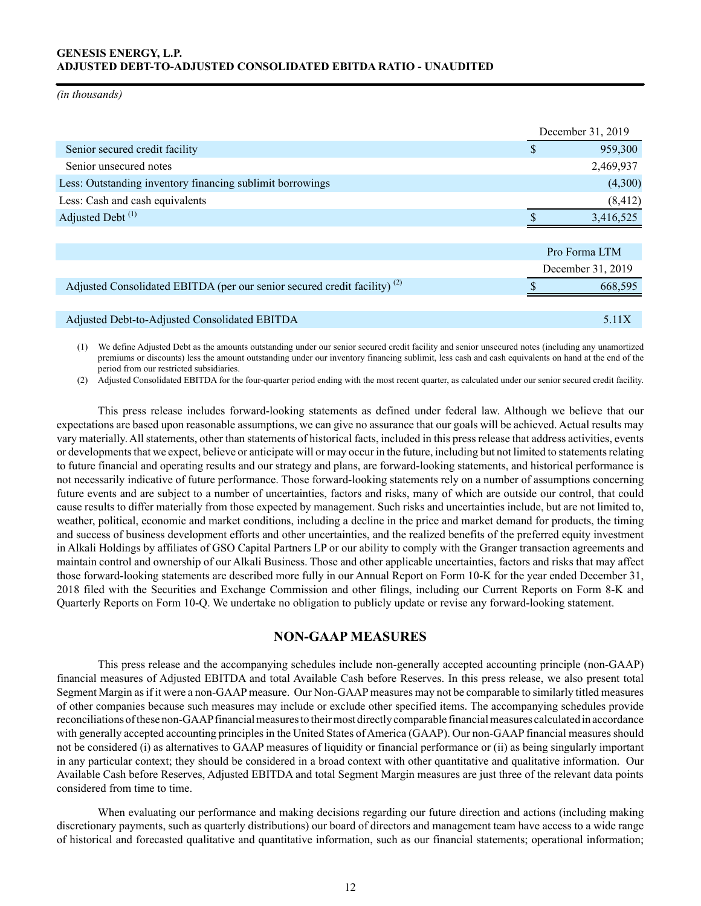**GENESIS ENERGY, L.P.**
**ADJUSTED DEBT-TO-ADJUSTED CONSOLIDATED EBITDA RATIO - UNAUDITED**

*(in thousands)*

| | December 31, 2019 |
|---|---|
| Senior secured credit facility | $ 959,300 |
| Senior unsecured notes | 2,469,937 |
| Less: Outstanding inventory financing sublimit borrowings | (4,300) |
| Less: Cash and cash equivalents | (8,412) |
| Adjusted Debt [(1)] | $ 3,416,525 |

| | Pro Forma LTM December 31, 2019 |
|---|---|
| Adjusted Consolidated EBITDA (per our senior secured credit facility) [(2)] | $ 668,595 |
| | |
| Adjusted Debt-to-Adjusted Consolidated EBITDA | 5.11X |

(1) We define Adjusted Debt as the amounts outstanding under our senior secured credit facility and senior unsecured notes (including any unamortized premiums or discounts) less the amount outstanding under our inventory financing sublimit, less cash and cash equivalents on hand at the end of the period from our restricted subsidiaries.

(2) Adjusted Consolidated EBITDA for the four-quarter period ending with the most recent quarter, as calculated under our senior secured credit facility.

This press release includes forward-looking statements as defined under federal law. Although we believe that our expectations are based upon reasonable assumptions, we can give no assurance that our goals will be achieved. Actual results may vary materially. All statements, other than statements of historical facts, included in this press release that address activities, events or developments that we expect, believe or anticipate will or may occur in the future, including but not limited to statements relating to future financial and operating results and our strategy and plans, are forward-looking statements, and historical performance is not necessarily indicative of future performance. Those forward-looking statements rely on a number of assumptions concerning future events and are subject to a number of uncertainties, factors and risks, many of which are outside our control, that could cause results to differ materially from those expected by management. Such risks and uncertainties include, but are not limited to, weather, political, economic and market conditions, including a decline in the price and market demand for products, the timing and success of business development efforts and other uncertainties, and the realized benefits of the preferred equity investment in Alkali Holdings by affiliates of GSO Capital Partners LP or our ability to comply with the Granger transaction agreements and maintain control and ownership of our Alkali Business. Those and other applicable uncertainties, factors and risks that may affect those forward-looking statements are described more fully in our Annual Report on Form 10-K for the year ended December 31, 2018 filed with the Securities and Exchange Commission and other filings, including our Current Reports on Form 8-K and Quarterly Reports on Form 10-Q. We undertake no obligation to publicly update or revise any forward-looking statement.

## NON-GAAP MEASURES

This press release and the accompanying schedules include non-generally accepted accounting principle (non-GAAP) financial measures of Adjusted EBITDA and total Available Cash before Reserves. In this press release, we also present total Segment Margin as if it were a non-GAAP measure. Our Non-GAAP measures may not be comparable to similarly titled measures of other companies because such measures may include or exclude other specified items. The accompanying schedules provide reconciliations of these non-GAAP financial measures to their most directly comparable financial measures calculated in accordance with generally accepted accounting principles in the United States of America (GAAP). Our non-GAAP financial measures should not be considered (i) as alternatives to GAAP measures of liquidity or financial performance or (ii) as being singularly important in any particular context; they should be considered in a broad context with other quantitative and qualitative information. Our Available Cash before Reserves, Adjusted EBITDA and total Segment Margin measures are just three of the relevant data points considered from time to time.

When evaluating our performance and making decisions regarding our future direction and actions (including making discretionary payments, such as quarterly distributions) our board of directors and management team have access to a wide range of historical and forecasted qualitative and quantitative information, such as our financial statements; operational information;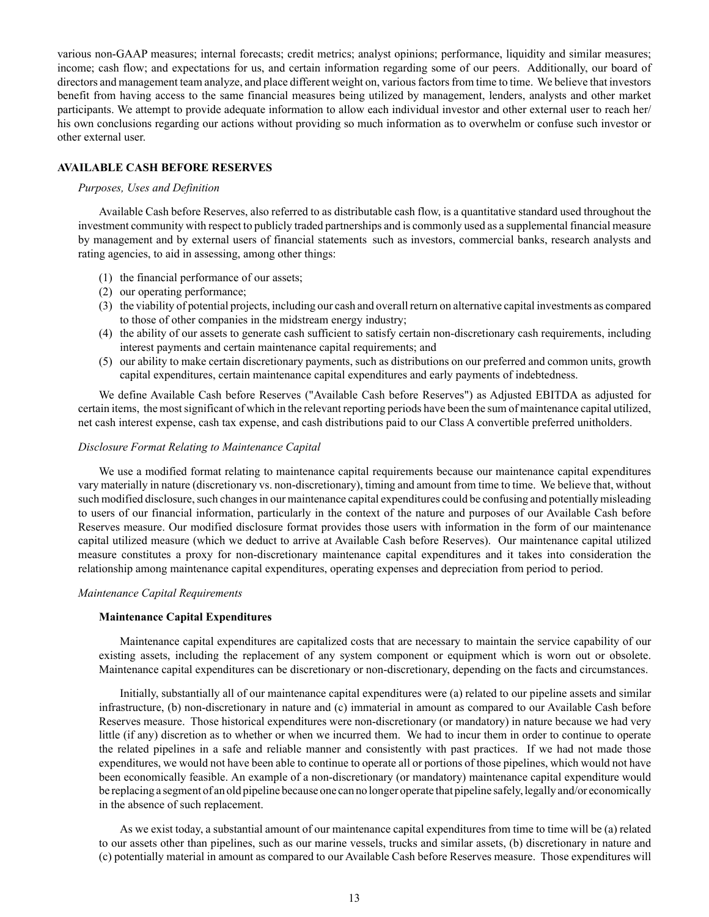various non-GAAP measures; internal forecasts; credit metrics; analyst opinions; performance, liquidity and similar measures; income; cash flow; and expectations for us, and certain information regarding some of our peers. Additionally, our board of directors and management team analyze, and place different weight on, various factors from time to time. We believe that investors benefit from having access to the same financial measures being utilized by management, lenders, analysts and other market participants. We attempt to provide adequate information to allow each individual investor and other external user to reach her/his own conclusions regarding our actions without providing so much information as to overwhelm or confuse such investor or other external user.

## AVAILABLE CASH BEFORE RESERVES

*Purposes, Uses and Definition*

Available Cash before Reserves, also referred to as distributable cash flow, is a quantitative standard used throughout the investment community with respect to publicly traded partnerships and is commonly used as a supplemental financial measure by management and by external users of financial statements such as investors, commercial banks, research analysts and rating agencies, to aid in assessing, among other things:

(1) the financial performance of our assets;
(2) our operating performance;
(3) the viability of potential projects, including our cash and overall return on alternative capital investments as compared to those of other companies in the midstream energy industry;
(4) the ability of our assets to generate cash sufficient to satisfy certain non-discretionary cash requirements, including interest payments and certain maintenance capital requirements; and
(5) our ability to make certain discretionary payments, such as distributions on our preferred and common units, growth capital expenditures, certain maintenance capital expenditures and early payments of indebtedness.

We define Available Cash before Reserves ("Available Cash before Reserves") as Adjusted EBITDA as adjusted for certain items, the most significant of which in the relevant reporting periods have been the sum of maintenance capital utilized, net cash interest expense, cash tax expense, and cash distributions paid to our Class A convertible preferred unitholders.

*Disclosure Format Relating to Maintenance Capital*

We use a modified format relating to maintenance capital requirements because our maintenance capital expenditures vary materially in nature (discretionary vs. non-discretionary), timing and amount from time to time. We believe that, without such modified disclosure, such changes in our maintenance capital expenditures could be confusing and potentially misleading to users of our financial information, particularly in the context of the nature and purposes of our Available Cash before Reserves measure. Our modified disclosure format provides those users with information in the form of our maintenance capital utilized measure (which we deduct to arrive at Available Cash before Reserves). Our maintenance capital utilized measure constitutes a proxy for non-discretionary maintenance capital expenditures and it takes into consideration the relationship among maintenance capital expenditures, operating expenses and depreciation from period to period.

*Maintenance Capital Requirements*

**Maintenance Capital Expenditures**

Maintenance capital expenditures are capitalized costs that are necessary to maintain the service capability of our existing assets, including the replacement of any system component or equipment which is worn out or obsolete. Maintenance capital expenditures can be discretionary or non-discretionary, depending on the facts and circumstances.

Initially, substantially all of our maintenance capital expenditures were (a) related to our pipeline assets and similar infrastructure, (b) non-discretionary in nature and (c) immaterial in amount as compared to our Available Cash before Reserves measure. Those historical expenditures were non-discretionary (or mandatory) in nature because we had very little (if any) discretion as to whether or when we incurred them. We had to incur them in order to continue to operate the related pipelines in a safe and reliable manner and consistently with past practices. If we had not made those expenditures, we would not have been able to continue to operate all or portions of those pipelines, which would not have been economically feasible. An example of a non-discretionary (or mandatory) maintenance capital expenditure would be replacing a segment of an old pipeline because one can no longer operate that pipeline safely, legally and/or economically in the absence of such replacement.

As we exist today, a substantial amount of our maintenance capital expenditures from time to time will be (a) related to our assets other than pipelines, such as our marine vessels, trucks and similar assets, (b) discretionary in nature and (c) potentially material in amount as compared to our Available Cash before Reserves measure. Those expenditures will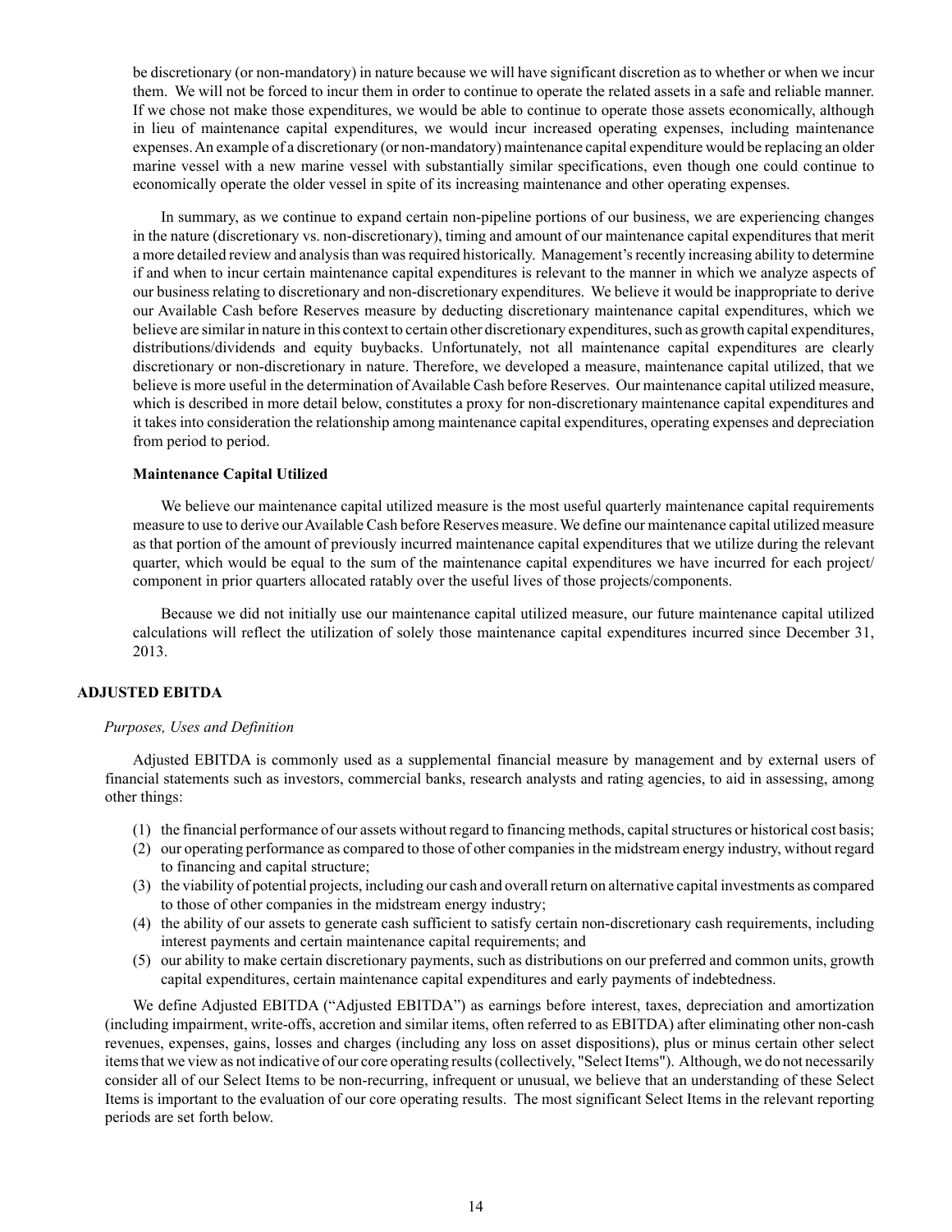be discretionary (or non-mandatory) in nature because we will have significant discretion as to whether or when we incur them. We will not be forced to incur them in order to continue to operate the related assets in a safe and reliable manner. If we chose not make those expenditures, we would be able to continue to operate those assets economically, although in lieu of maintenance capital expenditures, we would incur increased operating expenses, including maintenance expenses. An example of a discretionary (or non-mandatory) maintenance capital expenditure would be replacing an older marine vessel with a new marine vessel with substantially similar specifications, even though one could continue to economically operate the older vessel in spite of its increasing maintenance and other operating expenses.

In summary, as we continue to expand certain non-pipeline portions of our business, we are experiencing changes in the nature (discretionary vs. non-discretionary), timing and amount of our maintenance capital expenditures that merit a more detailed review and analysis than was required historically. Management's recently increasing ability to determine if and when to incur certain maintenance capital expenditures is relevant to the manner in which we analyze aspects of our business relating to discretionary and non-discretionary expenditures. We believe it would be inappropriate to derive our Available Cash before Reserves measure by deducting discretionary maintenance capital expenditures, which we believe are similar in nature in this context to certain other discretionary expenditures, such as growth capital expenditures, distributions/dividends and equity buybacks. Unfortunately, not all maintenance capital expenditures are clearly discretionary or non-discretionary in nature. Therefore, we developed a measure, maintenance capital utilized, that we believe is more useful in the determination of Available Cash before Reserves. Our maintenance capital utilized measure, which is described in more detail below, constitutes a proxy for non-discretionary maintenance capital expenditures and it takes into consideration the relationship among maintenance capital expenditures, operating expenses and depreciation from period to period.

**Maintenance Capital Utilized**

We believe our maintenance capital utilized measure is the most useful quarterly maintenance capital requirements measure to use to derive our Available Cash before Reserves measure. We define our maintenance capital utilized measure as that portion of the amount of previously incurred maintenance capital expenditures that we utilize during the relevant quarter, which would be equal to the sum of the maintenance capital expenditures we have incurred for each project/component in prior quarters allocated ratably over the useful lives of those projects/components.

Because we did not initially use our maintenance capital utilized measure, our future maintenance capital utilized calculations will reflect the utilization of solely those maintenance capital expenditures incurred since December 31, 2013.

## ADJUSTED EBITDA

*Purposes, Uses and Definition*

Adjusted EBITDA is commonly used as a supplemental financial measure by management and by external users of financial statements such as investors, commercial banks, research analysts and rating agencies, to aid in assessing, among other things:

(1) the financial performance of our assets without regard to financing methods, capital structures or historical cost basis;
(2) our operating performance as compared to those of other companies in the midstream energy industry, without regard to financing and capital structure;
(3) the viability of potential projects, including our cash and overall return on alternative capital investments as compared to those of other companies in the midstream energy industry;
(4) the ability of our assets to generate cash sufficient to satisfy certain non-discretionary cash requirements, including interest payments and certain maintenance capital requirements; and
(5) our ability to make certain discretionary payments, such as distributions on our preferred and common units, growth capital expenditures, certain maintenance capital expenditures and early payments of indebtedness.

We define Adjusted EBITDA ("Adjusted EBITDA") as earnings before interest, taxes, depreciation and amortization (including impairment, write-offs, accretion and similar items, often referred to as EBITDA) after eliminating other non-cash revenues, expenses, gains, losses and charges (including any loss on asset dispositions), plus or minus certain other select items that we view as not indicative of our core operating results (collectively, "Select Items"). Although, we do not necessarily consider all of our Select Items to be non-recurring, infrequent or unusual, we believe that an understanding of these Select Items is important to the evaluation of our core operating results. The most significant Select Items in the relevant reporting periods are set forth below.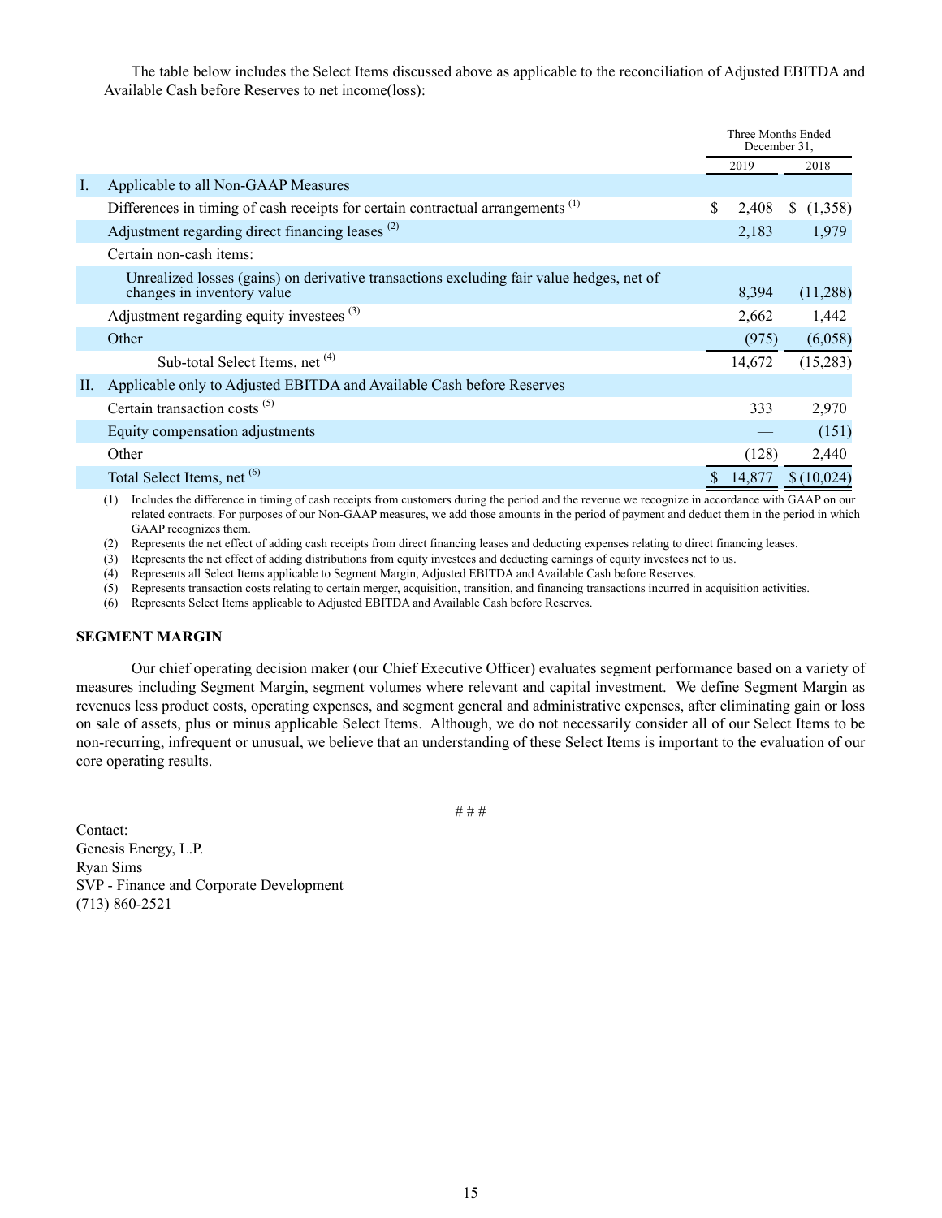The table below includes the Select Items discussed above as applicable to the reconciliation of Adjusted EBITDA and Available Cash before Reserves to net income(loss):

| | | Three Months Ended December 31, | |
|---|---|---|---|
| | | 2019 | 2018 |
| I. | Applicable to all Non-GAAP Measures | | |
| | Differences in timing of cash receipts for certain contractual arrangements [1] | $ 2,408 | $ (1,358) |
| | Adjustment regarding direct financing leases [2] | 2,183 | 1,979 |
| | Certain non-cash items: | | |
| | Unrealized losses (gains) on derivative transactions excluding fair value hedges, net of changes in inventory value | 8,394 | (11,288) |
| | Adjustment regarding equity investees [3] | 2,662 | 1,442 |
| | Other | (975) | (6,058) |
| | Sub-total Select Items, net [4] | 14,672 | (15,283) |
| II. | Applicable only to Adjusted EBITDA and Available Cash before Reserves | | |
| | Certain transaction costs [5] | 333 | 2,970 |
| | Equity compensation adjustments | — | (151) |
| | Other | (128) | 2,440 |
| | Total Select Items, net [6] | $ 14,877 | $ (10,024) |

(1) Includes the difference in timing of cash receipts from customers during the period and the revenue we recognize in accordance with GAAP on our related contracts. For purposes of our Non-GAAP measures, we add those amounts in the period of payment and deduct them in the period in which GAAP recognizes them.

(2) Represents the net effect of adding cash receipts from direct financing leases and deducting expenses relating to direct financing leases.

(3) Represents the net effect of adding distributions from equity investees and deducting earnings of equity investees net to us.

(4) Represents all Select Items applicable to Segment Margin, Adjusted EBITDA and Available Cash before Reserves.

(5) Represents transaction costs relating to certain merger, acquisition, transition, and financing transactions incurred in acquisition activities.

(6) Represents Select Items applicable to Adjusted EBITDA and Available Cash before Reserves.

**SEGMENT MARGIN**

Our chief operating decision maker (our Chief Executive Officer) evaluates segment performance based on a variety of measures including Segment Margin, segment volumes where relevant and capital investment. We define Segment Margin as revenues less product costs, operating expenses, and segment general and administrative expenses, after eliminating gain or loss on sale of assets, plus or minus applicable Select Items. Although, we do not necessarily consider all of our Select Items to be non-recurring, infrequent or unusual, we believe that an understanding of these Select Items is important to the evaluation of our core operating results.

# # #

Contact:
Genesis Energy, L.P.
Ryan Sims
SVP - Finance and Corporate Development
(713) 860-2521